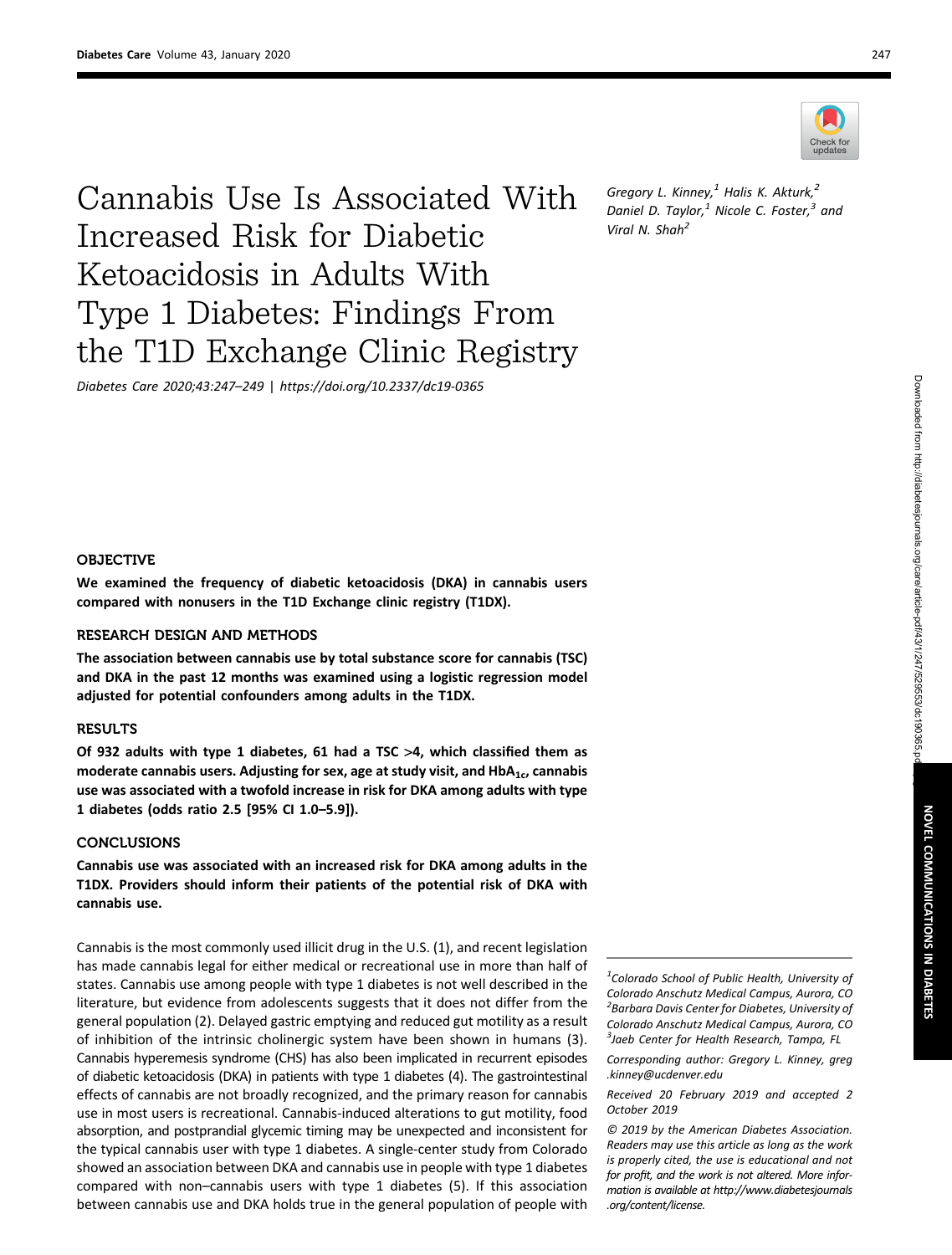# Cannabis Use Is Associated With Increased Risk for Diabetic Ketoacidosis in Adults With Type 1 Diabetes: Findings From the T1D Exchange Clinic Registry

*Diabetes Care 2020;43:247–249 | https://doi.org/10.2337/dc19-0365*

*Gregory L. Kinney,[1] Halis K. Akturk,[2] Daniel D. Taylor,[1] Nicole C. Foster,[3] and Viral N. Shah[2]*

## OBJECTIVE

**We examined the frequency of diabetic ketoacidosis (DKA) in cannabis users compared with nonusers in the T1D Exchange clinic registry (T1DX).**

## RESEARCH DESIGN AND METHODS

**The association between cannabis use by total substance score for cannabis (TSC) and DKA in the past 12 months was examined using a logistic regression model adjusted for potential confounders among adults in the T1DX.**

## RESULTS

**Of 932 adults with type 1 diabetes, 61 had a TSC >4, which classified them as moderate cannabis users. Adjusting for sex, age at study visit, and $HbA_{1c}$, cannabis use was associated with a twofold increase in risk for DKA among adults with type 1 diabetes (odds ratio 2.5 [95% CI 1.0–5.9]).**

## CONCLUSIONS

**Cannabis use was associated with an increased risk for DKA among adults in the T1DX. Providers should inform their patients of the potential risk of DKA with cannabis use.**

Cannabis is the most commonly used illicit drug in the U.S. (1), and recent legislation has made cannabis legal for either medical or recreational use in more than half of states. Cannabis use among people with type 1 diabetes is not well described in the literature, but evidence from adolescents suggests that it does not differ from the general population (2). Delayed gastric emptying and reduced gut motility as a result of inhibition of the intrinsic cholinergic system have been shown in humans (3). Cannabis hyperemesis syndrome (CHS) has also been implicated in recurrent episodes of diabetic ketoacidosis (DKA) in patients with type 1 diabetes (4). The gastrointestinal effects of cannabis are not broadly recognized, and the primary reason for cannabis use in most users is recreational. Cannabis-induced alterations to gut motility, food absorption, and postprandial glycemic timing may be unexpected and inconsistent for the typical cannabis user with type 1 diabetes. A single-center study from Colorado showed an association between DKA and cannabis use in people with type 1 diabetes compared with non–cannabis users with type 1 diabetes (5). If this association between cannabis use and DKA holds true in the general population of people with

[1]Colorado School of Public Health, University of Colorado Anschutz Medical Campus, Aurora, CO
[2]Barbara Davis Center for Diabetes, University of Colorado Anschutz Medical Campus, Aurora, CO
[3]Jaeb Center for Health Research, Tampa, FL

Corresponding author: Gregory L. Kinney, greg.kinney@ucdenver.edu

Received 20 February 2019 and accepted 2 October 2019

© 2019 by the American Diabetes Association. Readers may use this article as long as the work is properly cited, the use is educational and not for profit, and the work is not altered. More information is available at http://www.diabetesjournals.org/content/license.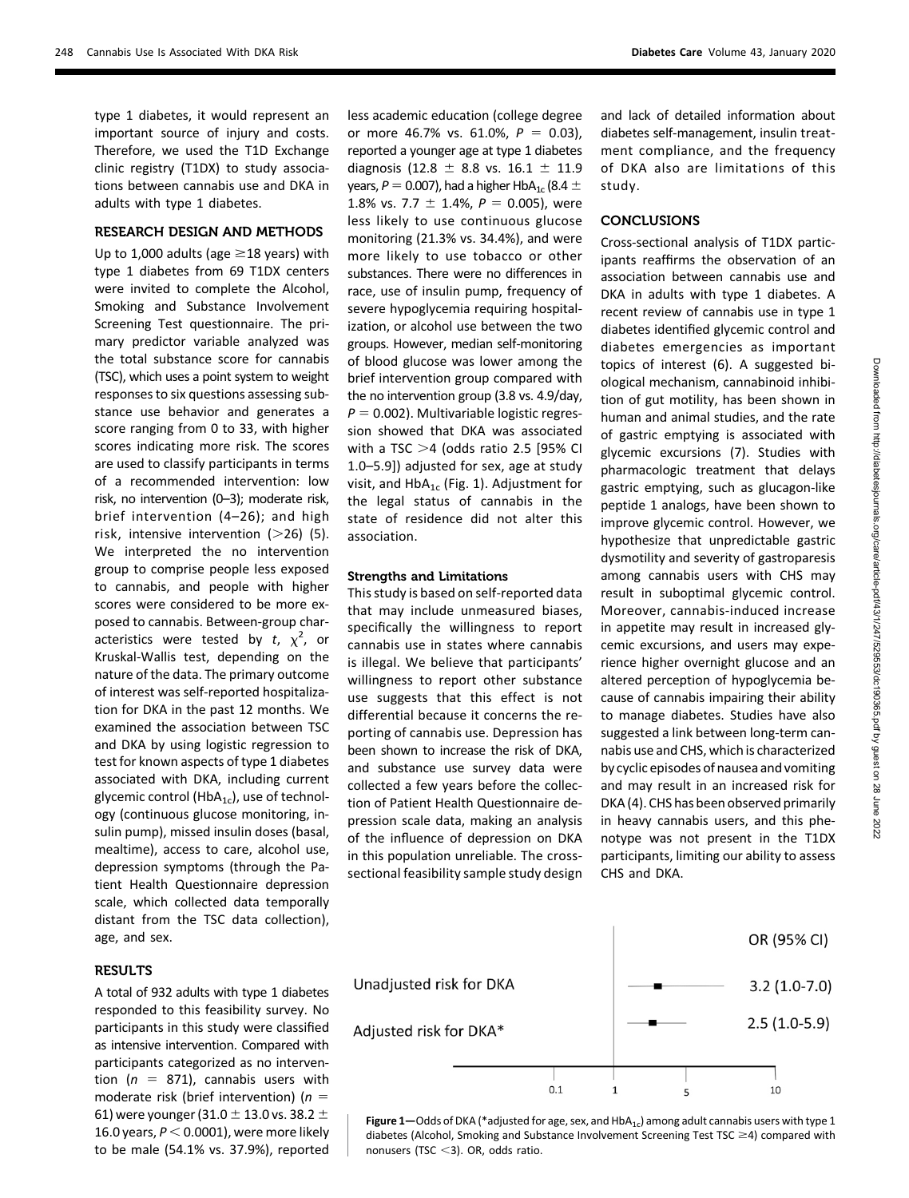type 1 diabetes, it would represent an important source of injury and costs. Therefore, we used the T1D Exchange clinic registry (T1DX) to study associations between cannabis use and DKA in adults with type 1 diabetes.

## RESEARCH DESIGN AND METHODS

Up to 1,000 adults (age ≥18 years) with type 1 diabetes from 69 T1DX centers were invited to complete the Alcohol, Smoking and Substance Involvement Screening Test questionnaire. The primary predictor variable analyzed was the total substance score for cannabis (TSC), which uses a point system to weight responses to six questions assessing substance use behavior and generates a score ranging from 0 to 33, with higher scores indicating more risk. The scores are used to classify participants in terms of a recommended intervention: low risk, no intervention (0–3); moderate risk, brief intervention (4–26); and high risk, intensive intervention (>26) (5). We interpreted the no intervention group to comprise people less exposed to cannabis, and people with higher scores were considered to be more exposed to cannabis. Between-group characteristics were tested by $t$, $\chi^2$, or Kruskal-Wallis test, depending on the nature of the data. The primary outcome of interest was self-reported hospitalization for DKA in the past 12 months. We examined the association between TSC and DKA by using logistic regression to test for known aspects of type 1 diabetes associated with DKA, including current glycemic control ($HbA_{1c}$), use of technology (continuous glucose monitoring, insulin pump), missed insulin doses (basal, mealtime), access to care, alcohol use, depression symptoms (through the Patient Health Questionnaire depression scale, which collected data temporally distant from the TSC data collection), age, and sex.

## RESULTS

A total of 932 adults with type 1 diabetes responded to this feasibility survey. No participants in this study were classified as intensive intervention. Compared with participants categorized as no intervention ($n$ = 871), cannabis users with moderate risk (brief intervention) ($n$ = 61) were younger (31.0 ± 13.0 vs. 38.2 ± 16.0 years, $P < 0.0001$), were more likely to be male (54.1% vs. 37.9%), reported less academic education (college degree or more 46.7% vs. 61.0%, $P = 0.03$), reported a younger age at type 1 diabetes diagnosis (12.8 ± 8.8 vs. 16.1 ± 11.9 years, $P = 0.007$), had a higher $HbA_{1c}$ (8.4 ± 1.8% vs. 7.7 ± 1.4%, $P = 0.005$), were less likely to use continuous glucose monitoring (21.3% vs. 34.4%), and were more likely to use tobacco or other substances. There were no differences in race, use of insulin pump, frequency of severe hypoglycemia requiring hospitalization, or alcohol use between the two groups. However, median self-monitoring of blood glucose was lower among the brief intervention group compared with the no intervention group (3.8 vs. 4.9/day, $P = 0.002$). Multivariable logistic regression showed that DKA was associated with a TSC >4 (odds ratio 2.5 [95% CI 1.0–5.9]) adjusted for sex, age at study visit, and $HbA_{1c}$ (Fig. 1). Adjustment for the legal status of cannabis in the state of residence did not alter this association.

### Strengths and Limitations

This study is based on self-reported data that may include unmeasured biases, specifically the willingness to report cannabis use in states where cannabis is illegal. We believe that participants' willingness to report other substance use suggests that this effect is not differential because it concerns the reporting of cannabis use. Depression has been shown to increase the risk of DKA, and substance use survey data were collected a few years before the collection of Patient Health Questionnaire depression scale data, making an analysis of the influence of depression on DKA in this population unreliable. The cross-sectional feasibility sample study design and lack of detailed information about diabetes self-management, insulin treatment compliance, and the frequency of DKA also are limitations of this study.

## CONCLUSIONS

Cross-sectional analysis of T1DX participants reaffirms the observation of an association between cannabis use and DKA in adults with type 1 diabetes. A recent review of cannabis use in type 1 diabetes identified glycemic control and diabetes emergencies as important topics of interest (6). A suggested biological mechanism, cannabinoid inhibition of gut motility, has been shown in human and animal studies, and the rate of gastric emptying is associated with glycemic excursions (7). Studies with pharmacologic treatment that delays gastric emptying, such as glucagon-like peptide 1 analogs, have been shown to improve glycemic control. However, we hypothesize that unpredictable gastric dysmotility and severity of gastroparesis among cannabis users with CHS may result in suboptimal glycemic control. Moreover, cannabis-induced increase in appetite may result in increased glycemic excursions, and users may experience higher overnight glucose and an altered perception of hypoglycemia because of cannabis impairing their ability to manage diabetes. Studies have also suggested a link between long-term cannabis use and CHS, which is characterized by cyclic episodes of nausea and vomiting and may result in an increased risk for DKA (4). CHS has been observed primarily in heavy cannabis users, and this phenotype was not present in the T1DX participants, limiting our ability to assess CHS and DKA.

| | OR (95% CI) |
|---|---|
| Unadjusted risk for DKA | 3.2 (1.0-7.0) |
| Adjusted risk for DKA* | 2.5 (1.0-5.9) |

**Figure 1**—Odds of DKA (*adjusted for age, sex, and $HbA_{1c}$) among adult cannabis users with type 1 diabetes (Alcohol, Smoking and Substance Involvement Screening Test TSC ≥4) compared with nonusers (TSC <3). OR, odds ratio.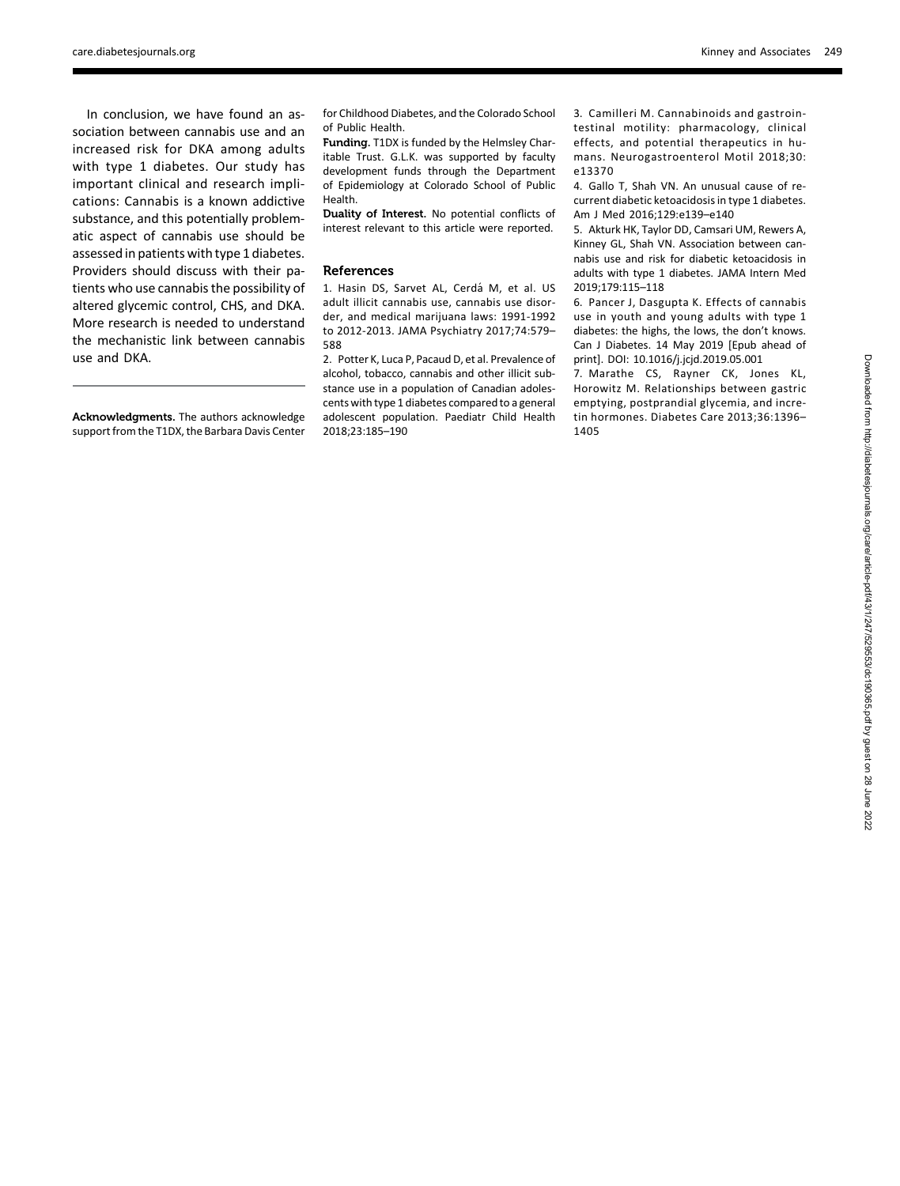In conclusion, we have found an association between cannabis use and an increased risk for DKA among adults with type 1 diabetes. Our study has important clinical and research implications: Cannabis is a known addictive substance, and this potentially problematic aspect of cannabis use should be assessed in patients with type 1 diabetes. Providers should discuss with their patients who use cannabis the possibility of altered glycemic control, CHS, and DKA. More research is needed to understand the mechanistic link between cannabis use and DKA.

**Acknowledgments.** The authors acknowledge support from the T1DX, the Barbara Davis Center for Childhood Diabetes, and the Colorado School of Public Health.

**Funding.** T1DX is funded by the Helmsley Charitable Trust. G.L.K. was supported by faculty development funds through the Department of Epidemiology at Colorado School of Public Health.

**Duality of Interest.** No potential conflicts of interest relevant to this article were reported.

## References

1. Hasin DS, Sarvet AL, Cerdá M, et al. US adult illicit cannabis use, cannabis use disorder, and medical marijuana laws: 1991-1992 to 2012-2013. JAMA Psychiatry 2017;74:579–588
2. Potter K, Luca P, Pacaud D, et al. Prevalence of alcohol, tobacco, cannabis and other illicit substance use in a population of Canadian adolescents with type 1 diabetes compared to a general adolescent population. Paediatr Child Health 2018;23:185–190
3. Camilleri M. Cannabinoids and gastrointestinal motility: pharmacology, clinical effects, and potential therapeutics in humans. Neurogastroenterol Motil 2018;30:e13370
4. Gallo T, Shah VN. An unusual cause of recurrent diabetic ketoacidosis in type 1 diabetes. Am J Med 2016;129:e139–e140
5. Akturk HK, Taylor DD, Camsari UM, Rewers A, Kinney GL, Shah VN. Association between cannabis use and risk for diabetic ketoacidosis in adults with type 1 diabetes. JAMA Intern Med 2019;179:115–118
6. Pancer J, Dasgupta K. Effects of cannabis use in youth and young adults with type 1 diabetes: the highs, the lows, the don't knows. Can J Diabetes. 14 May 2019 [Epub ahead of print]. DOI: 10.1016/j.jcjd.2019.05.001
7. Marathe CS, Rayner CK, Jones KL, Horowitz M. Relationships between gastric emptying, postprandial glycemia, and incretin hormones. Diabetes Care 2013;36:1396–1405